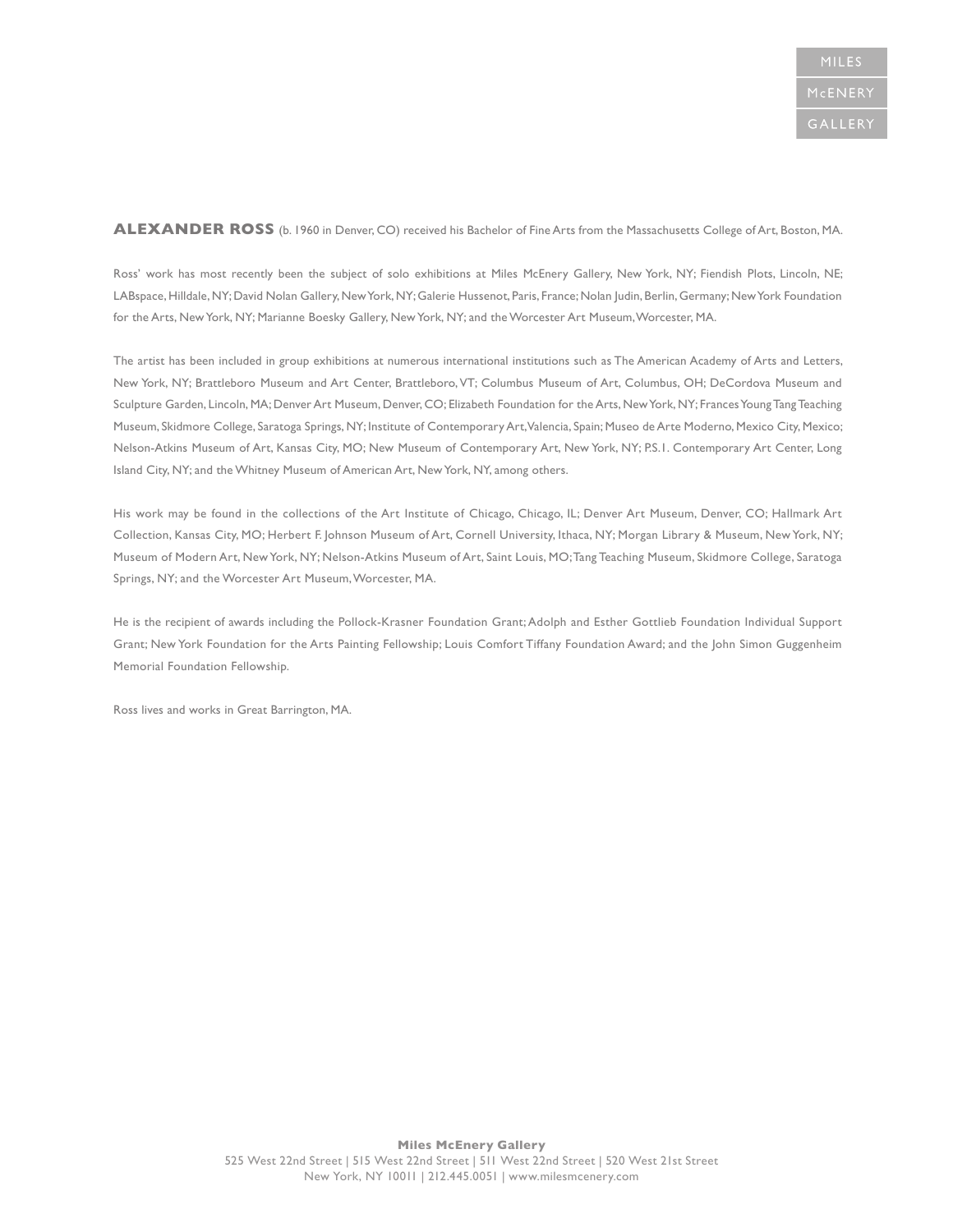**ALEXANDER ROSS** (b. 1960 in Denver, CO) received his Bachelor of Fine Arts from the Massachusetts College of Art, Boston, MA.

Ross' work has most recently been the subject of solo exhibitions at Miles McEnery Gallery, New York, NY; Fiendish Plots, Lincoln, NE; LABspace, Hilldale, NY; David Nolan Gallery, New York, NY; Galerie Hussenot, Paris, France; Nolan Judin, Berlin, Germany; New York Foundation for the Arts, New York, NY; Marianne Boesky Gallery, New York, NY; and the Worcester Art Museum, Worcester, MA.

The artist has been included in group exhibitions at numerous international institutions such as The American Academy of Arts and Letters, New York, NY; Brattleboro Museum and Art Center, Brattleboro, VT; Columbus Museum of Art, Columbus, OH; DeCordova Museum and Sculpture Garden, Lincoln, MA; Denver Art Museum, Denver, CO; Elizabeth Foundation for the Arts, New York, NY; Frances Young Tang Teaching Museum, Skidmore College, Saratoga Springs, NY; Institute of Contemporary Art, Valencia, Spain; Museo de Arte Moderno, Mexico City, Mexico; Nelson-Atkins Museum of Art, Kansas City, MO; New Museum of Contemporary Art, New York, NY; P.S.1. Contemporary Art Center, Long Island City, NY; and the Whitney Museum of American Art, New York, NY, among others.

His work may be found in the collections of the Art Institute of Chicago, Chicago, IL; Denver Art Museum, Denver, CO; Hallmark Art Collection, Kansas City, MO; Herbert F. Johnson Museum of Art, Cornell University, Ithaca, NY; Morgan Library & Museum, New York, NY; Museum of Modern Art, New York, NY; Nelson-Atkins Museum of Art, Saint Louis, MO; Tang Teaching Museum, Skidmore College, Saratoga Springs, NY; and the Worcester Art Museum, Worcester, MA.

He is the recipient of awards including the Pollock-Krasner Foundation Grant; Adolph and Esther Gottlieb Foundation Individual Support Grant; New York Foundation for the Arts Painting Fellowship; Louis Comfort Tiffany Foundation Award; and the John Simon Guggenheim Memorial Foundation Fellowship.

Ross lives and works in Great Barrington, MA.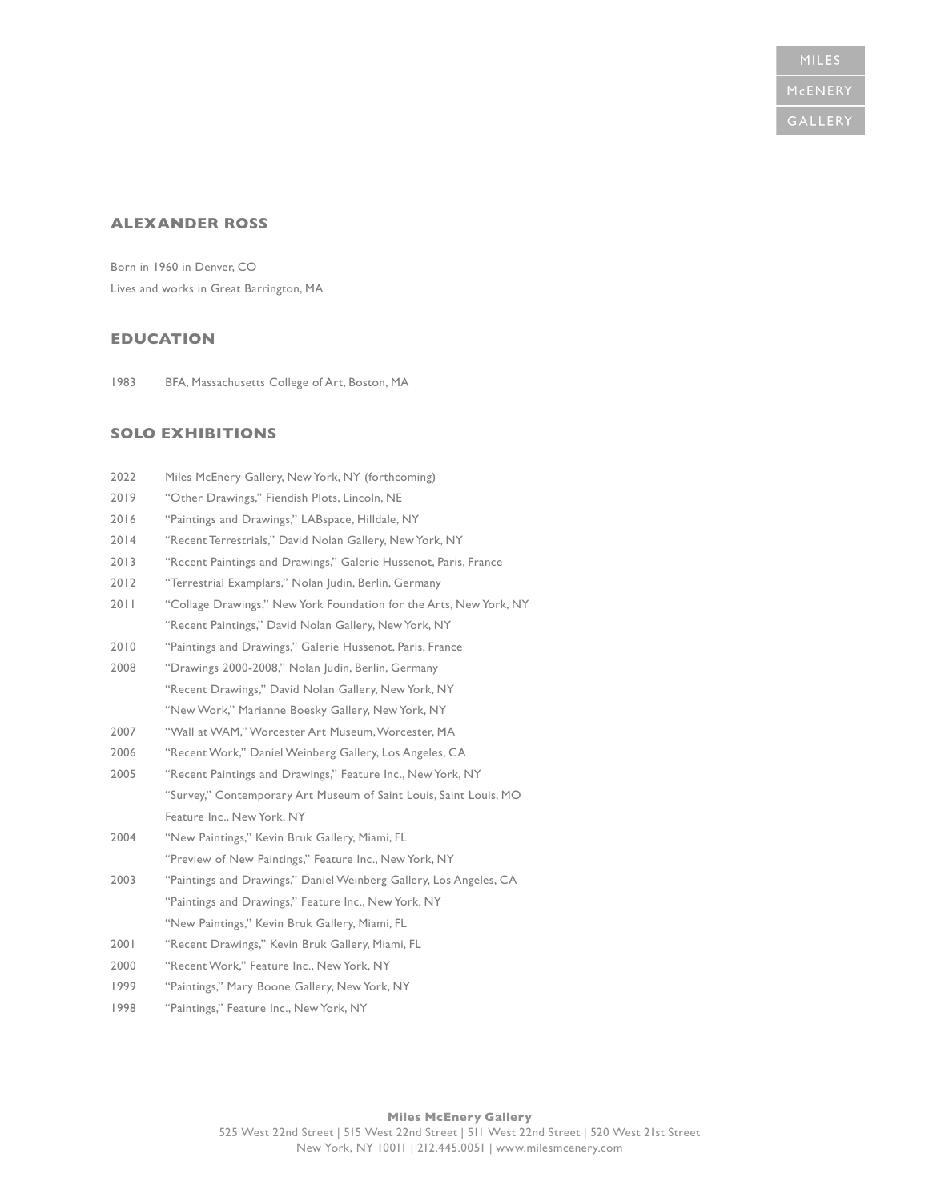## ALEXANDER ROSS

Born in 1960 in Denver, CO
Lives and works in Great Barrington, MA

## EDUCATION

1983 BFA, Massachusetts College of Art, Boston, MA

## SOLO EXHIBITIONS

2022 Miles McEnery Gallery, New York, NY (forthcoming)

2019 "Other Drawings," Fiendish Plots, Lincoln, NE

2016 "Paintings and Drawings," LABspace, Hilldale, NY

2014 "Recent Terrestrials," David Nolan Gallery, New York, NY

2013 "Recent Paintings and Drawings," Galerie Hussenot, Paris, France

2012 "Terrestrial Examplars," Nolan Judin, Berlin, Germany

2011 "Collage Drawings," New York Foundation for the Arts, New York, NY
"Recent Paintings," David Nolan Gallery, New York, NY

2010 "Paintings and Drawings," Galerie Hussenot, Paris, France

2008 "Drawings 2000-2008," Nolan Judin, Berlin, Germany
"Recent Drawings," David Nolan Gallery, New York, NY
"New Work," Marianne Boesky Gallery, New York, NY

2007 "Wall at WAM," Worcester Art Museum, Worcester, MA

2006 "Recent Work," Daniel Weinberg Gallery, Los Angeles, CA

2005 "Recent Paintings and Drawings," Feature Inc., New York, NY
"Survey," Contemporary Art Museum of Saint Louis, Saint Louis, MO
Feature Inc., New York, NY

2004 "New Paintings," Kevin Bruk Gallery, Miami, FL
"Preview of New Paintings," Feature Inc., New York, NY

2003 "Paintings and Drawings," Daniel Weinberg Gallery, Los Angeles, CA
"Paintings and Drawings," Feature Inc., New York, NY
"New Paintings," Kevin Bruk Gallery, Miami, FL

2001 "Recent Drawings," Kevin Bruk Gallery, Miami, FL

2000 "Recent Work," Feature Inc., New York, NY

1999 "Paintings," Mary Boone Gallery, New York, NY

1998 "Paintings," Feature Inc., New York, NY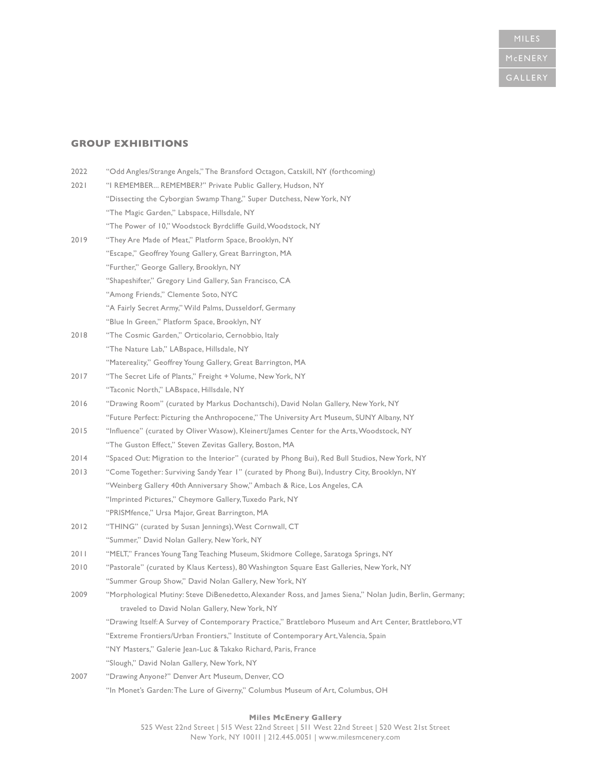## GROUP EXHIBITIONS

2022 "Odd Angles/Strange Angels," The Bransford Octagon, Catskill, NY (forthcoming)

2021 "I REMEMBER... REMEMBER?" Private Public Gallery, Hudson, NY
"Dissecting the Cyborgian Swamp Thang," Super Dutchess, New York, NY
"The Magic Garden," Labspace, Hillsdale, NY
"The Power of 10," Woodstock Byrdcliffe Guild, Woodstock, NY

2019 "They Are Made of Meat," Platform Space, Brooklyn, NY
"Escape," Geoffrey Young Gallery, Great Barrington, MA
"Further," George Gallery, Brooklyn, NY
"Shapeshifter," Gregory Lind Gallery, San Francisco, CA
"Among Friends," Clemente Soto, NYC
"A Fairly Secret Army," Wild Palms, Dusseldorf, Germany
"Blue In Green," Platform Space, Brooklyn, NY

2018 "The Cosmic Garden," Orticolario, Cernobbio, Italy
"The Nature Lab," LABspace, Hillsdale, NY
"Matereality," Geoffrey Young Gallery, Great Barrington, MA

2017 "The Secret Life of Plants," Freight + Volume, New York, NY
"Taconic North," LABspace, Hillsdale, NY

2016 "Drawing Room" (curated by Markus Dochantschi), David Nolan Gallery, New York, NY
"Future Perfect: Picturing the Anthropocene," The University Art Museum, SUNY Albany, NY

2015 "Influence" (curated by Oliver Wasow), Kleinert/James Center for the Arts, Woodstock, NY
"The Guston Effect," Steven Zevitas Gallery, Boston, MA

2014 "Spaced Out: Migration to the Interior" (curated by Phong Bui), Red Bull Studios, New York, NY

2013 "Come Together: Surviving Sandy Year 1" (curated by Phong Bui), Industry City, Brooklyn, NY
"Weinberg Gallery 40th Anniversary Show," Ambach & Rice, Los Angeles, CA
"Imprinted Pictures," Cheymore Gallery, Tuxedo Park, NY
"PRISMfence," Ursa Major, Great Barrington, MA

2012 "THING" (curated by Susan Jennings), West Cornwall, CT
"Summer," David Nolan Gallery, New York, NY

2011 "MELT," Frances Young Tang Teaching Museum, Skidmore College, Saratoga Springs, NY

2010 "Pastorale" (curated by Klaus Kertess), 80 Washington Square East Galleries, New York, NY
"Summer Group Show," David Nolan Gallery, New York, NY

2009 "Morphological Mutiny: Steve DiBenedetto, Alexander Ross, and James Siena," Nolan Judin, Berlin, Germany; traveled to David Nolan Gallery, New York, NY
"Drawing Itself: A Survey of Contemporary Practice," Brattleboro Museum and Art Center, Brattleboro, VT
"Extreme Frontiers/Urban Frontiers," Institute of Contemporary Art, Valencia, Spain
"NY Masters," Galerie Jean-Luc & Takako Richard, Paris, France
"Slough," David Nolan Gallery, New York, NY

2007 "Drawing Anyone?" Denver Art Museum, Denver, CO
"In Monet's Garden: The Lure of Giverny," Columbus Museum of Art, Columbus, OH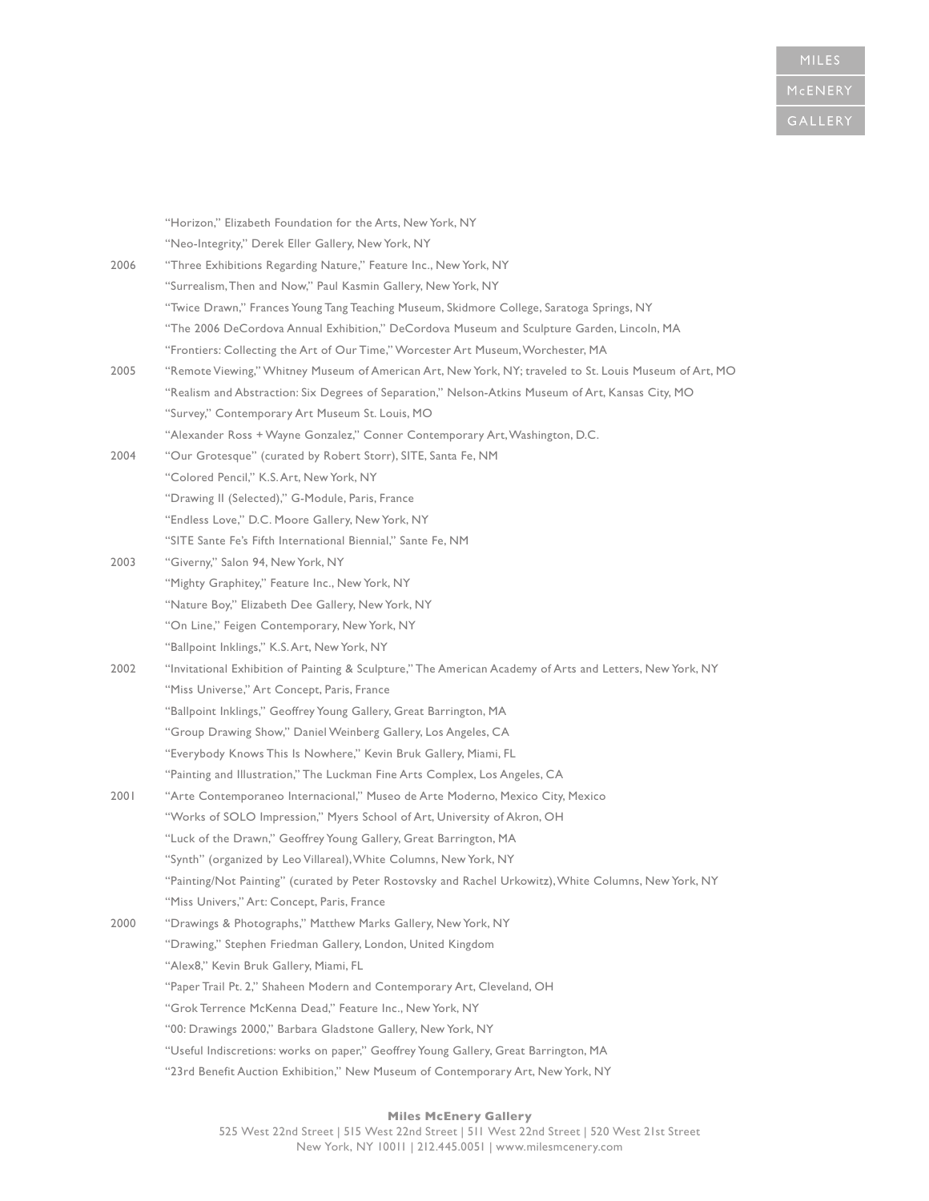"Horizon," Elizabeth Foundation for the Arts, New York, NY
"Neo-Integrity," Derek Eller Gallery, New York, NY

2006 "Three Exhibitions Regarding Nature," Feature Inc., New York, NY
"Surrealism, Then and Now," Paul Kasmin Gallery, New York, NY
"Twice Drawn," Frances Young Tang Teaching Museum, Skidmore College, Saratoga Springs, NY
"The 2006 DeCordova Annual Exhibition," DeCordova Museum and Sculpture Garden, Lincoln, MA
"Frontiers: Collecting the Art of Our Time," Worcester Art Museum, Worchester, MA

2005 "Remote Viewing," Whitney Museum of American Art, New York, NY; traveled to St. Louis Museum of Art, MO
"Realism and Abstraction: Six Degrees of Separation," Nelson-Atkins Museum of Art, Kansas City, MO
"Survey," Contemporary Art Museum St. Louis, MO
"Alexander Ross + Wayne Gonzalez," Conner Contemporary Art, Washington, D.C.

2004 "Our Grotesque" (curated by Robert Storr), SITE, Santa Fe, NM
"Colored Pencil," K.S. Art, New York, NY
"Drawing II (Selected)," G-Module, Paris, France
"Endless Love," D.C. Moore Gallery, New York, NY
"SITE Sante Fe's Fifth International Biennial," Sante Fe, NM

2003 "Giverny," Salon 94, New York, NY
"Mighty Graphitey," Feature Inc., New York, NY
"Nature Boy," Elizabeth Dee Gallery, New York, NY
"On Line," Feigen Contemporary, New York, NY
"Ballpoint Inklings," K.S. Art, New York, NY

2002 "Invitational Exhibition of Painting & Sculpture," The American Academy of Arts and Letters, New York, NY
"Miss Universe," Art Concept, Paris, France
"Ballpoint Inklings," Geoffrey Young Gallery, Great Barrington, MA
"Group Drawing Show," Daniel Weinberg Gallery, Los Angeles, CA
"Everybody Knows This Is Nowhere," Kevin Bruk Gallery, Miami, FL
"Painting and Illustration," The Luckman Fine Arts Complex, Los Angeles, CA

2001 "Arte Contemporaneo Internacional," Museo de Arte Moderno, Mexico City, Mexico
"Works of SOLO Impression," Myers School of Art, University of Akron, OH
"Luck of the Drawn," Geoffrey Young Gallery, Great Barrington, MA
"Synth" (organized by Leo Villareal), White Columns, New York, NY
"Painting/Not Painting" (curated by Peter Rostovsky and Rachel Urkowitz), White Columns, New York, NY
"Miss Univers," Art: Concept, Paris, France

2000 "Drawings & Photographs," Matthew Marks Gallery, New York, NY
"Drawing," Stephen Friedman Gallery, London, United Kingdom
"Alex8," Kevin Bruk Gallery, Miami, FL
"Paper Trail Pt. 2," Shaheen Modern and Contemporary Art, Cleveland, OH
"Grok Terrence McKenna Dead," Feature Inc., New York, NY
"00: Drawings 2000," Barbara Gladstone Gallery, New York, NY
"Useful Indiscretions: works on paper," Geoffrey Young Gallery, Great Barrington, MA
"23rd Benefit Auction Exhibition," New Museum of Contemporary Art, New York, NY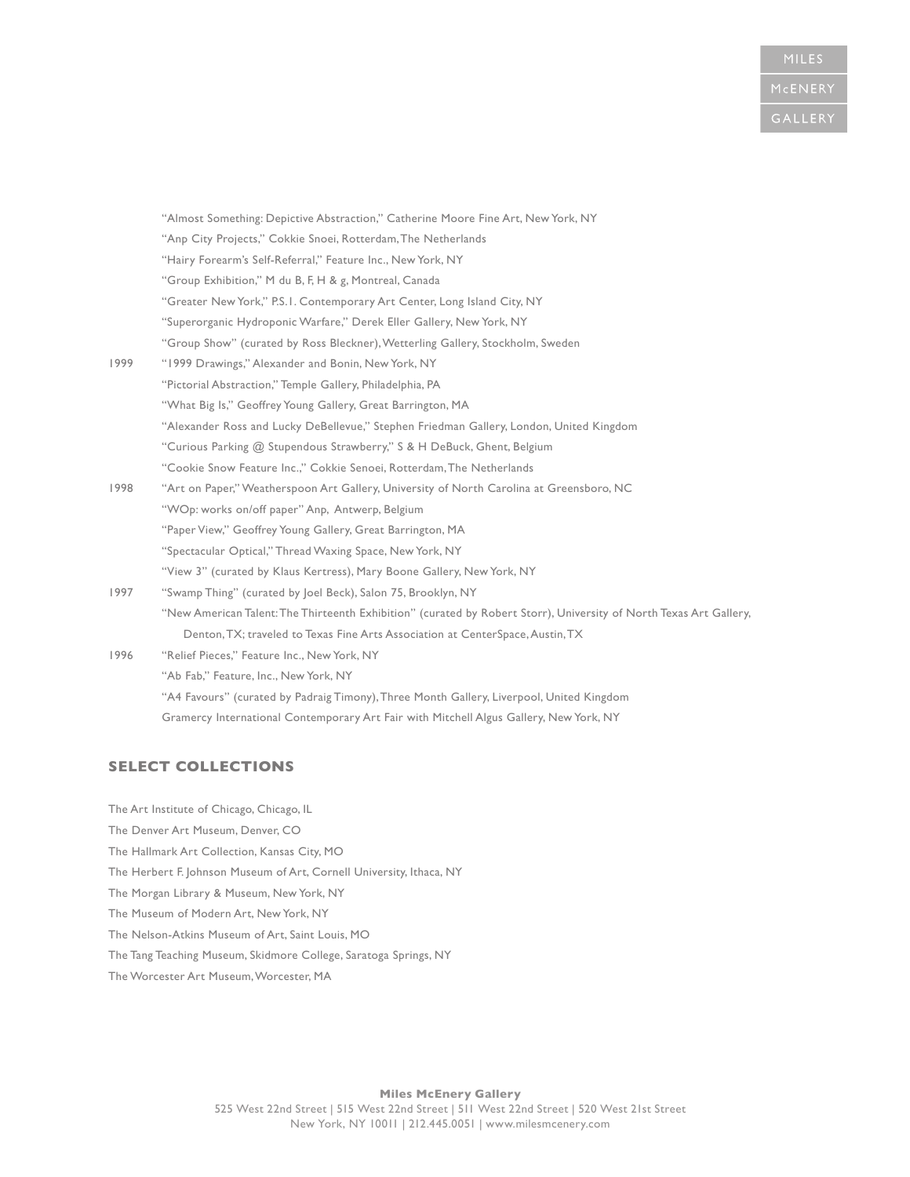"Almost Something: Depictive Abstraction," Catherine Moore Fine Art, New York, NY
"Anp City Projects," Cokkie Snoei, Rotterdam, The Netherlands
"Hairy Forearm's Self-Referral," Feature Inc., New York, NY
"Group Exhibition," M du B, F, H & g, Montreal, Canada
"Greater New York," P.S.1. Contemporary Art Center, Long Island City, NY
"Superorganic Hydroponic Warfare," Derek Eller Gallery, New York, NY
"Group Show" (curated by Ross Bleckner), Wetterling Gallery, Stockholm, Sweden

1999 "1999 Drawings," Alexander and Bonin, New York, NY
"Pictorial Abstraction," Temple Gallery, Philadelphia, PA
"What Big Is," Geoffrey Young Gallery, Great Barrington, MA
"Alexander Ross and Lucky DeBellevue," Stephen Friedman Gallery, London, United Kingdom
"Curious Parking @ Stupendous Strawberry," S & H DeBuck, Ghent, Belgium
"Cookie Snow Feature Inc.," Cokkie Senoei, Rotterdam, The Netherlands

1998 "Art on Paper," Weatherspoon Art Gallery, University of North Carolina at Greensboro, NC
"WOp: works on/off paper" Anp, Antwerp, Belgium
"Paper View," Geoffrey Young Gallery, Great Barrington, MA
"Spectacular Optical," Thread Waxing Space, New York, NY
"View 3" (curated by Klaus Kertress), Mary Boone Gallery, New York, NY

1997 "Swamp Thing" (curated by Joel Beck), Salon 75, Brooklyn, NY
"New American Talent: The Thirteenth Exhibition" (curated by Robert Storr), University of North Texas Art Gallery, Denton, TX; traveled to Texas Fine Arts Association at CenterSpace, Austin, TX

1996 "Relief Pieces," Feature Inc., New York, NY
"Ab Fab," Feature, Inc., New York, NY
"A4 Favours" (curated by Padraig Timony), Three Month Gallery, Liverpool, United Kingdom
Gramercy International Contemporary Art Fair with Mitchell Algus Gallery, New York, NY

## SELECT COLLECTIONS

The Art Institute of Chicago, Chicago, IL
The Denver Art Museum, Denver, CO
The Hallmark Art Collection, Kansas City, MO
The Herbert F. Johnson Museum of Art, Cornell University, Ithaca, NY
The Morgan Library & Museum, New York, NY
The Museum of Modern Art, New York, NY
The Nelson-Atkins Museum of Art, Saint Louis, MO
The Tang Teaching Museum, Skidmore College, Saratoga Springs, NY
The Worcester Art Museum, Worcester, MA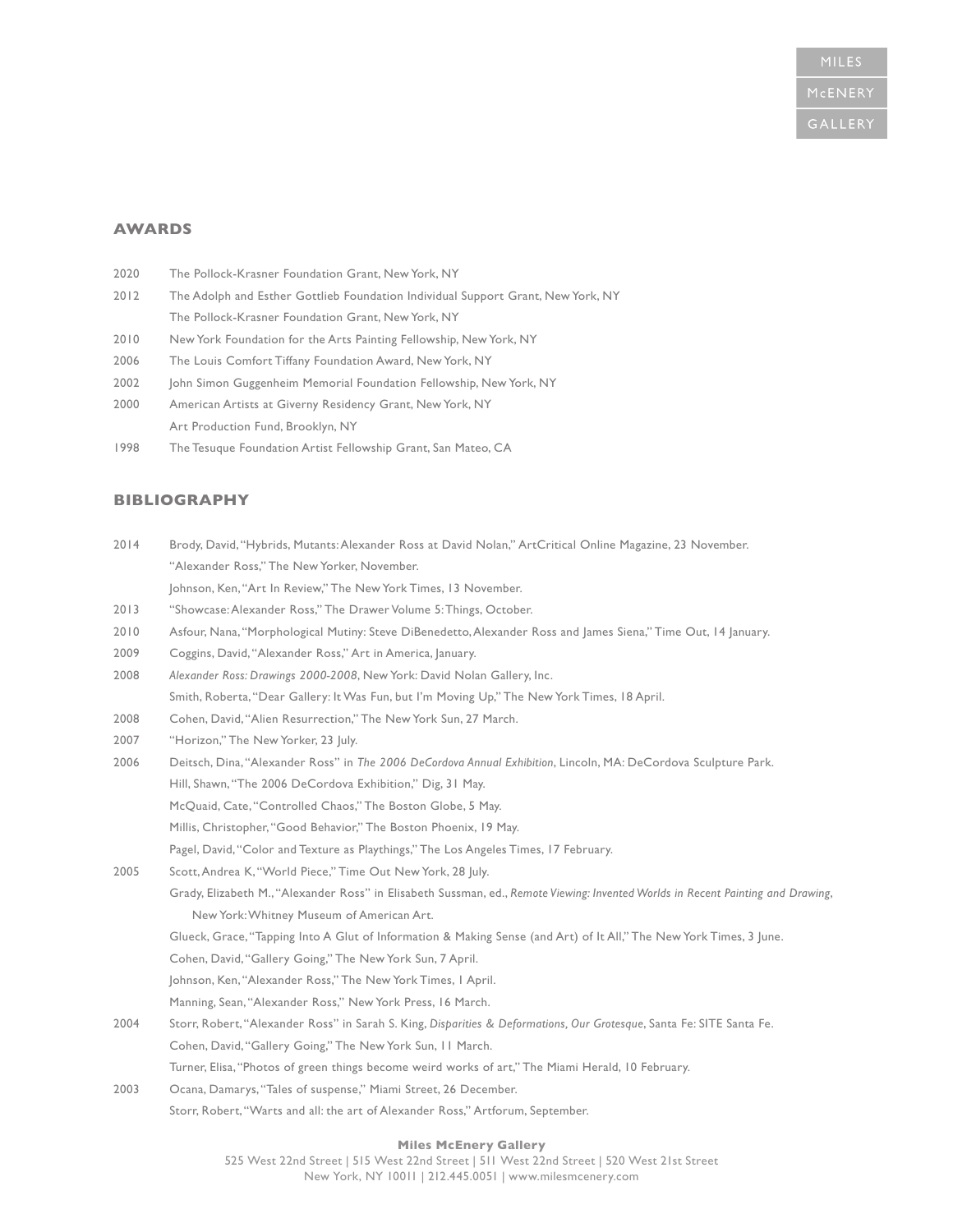## AWARDS

2020 The Pollock-Krasner Foundation Grant, New York, NY

2012 The Adolph and Esther Gottlieb Foundation Individual Support Grant, New York, NY
The Pollock-Krasner Foundation Grant, New York, NY

2010 New York Foundation for the Arts Painting Fellowship, New York, NY

2006 The Louis Comfort Tiffany Foundation Award, New York, NY

2002 John Simon Guggenheim Memorial Foundation Fellowship, New York, NY

2000 American Artists at Giverny Residency Grant, New York, NY
Art Production Fund, Brooklyn, NY

1998 The Tesuque Foundation Artist Fellowship Grant, San Mateo, CA

## BIBLIOGRAPHY

2014 Brody, David, "Hybrids, Mutants: Alexander Ross at David Nolan," ArtCritical Online Magazine, 23 November.
"Alexander Ross," The New Yorker, November.
Johnson, Ken, "Art In Review," The New York Times, 13 November.

2013 "Showcase: Alexander Ross," The Drawer Volume 5: Things, October.

2010 Asfour, Nana, "Morphological Mutiny: Steve DiBenedetto, Alexander Ross and James Siena," Time Out, 14 January.

2009 Coggins, David, "Alexander Ross," Art in America, January.

2008 *Alexander Ross: Drawings 2000-2008*, New York: David Nolan Gallery, Inc.
Smith, Roberta, "Dear Gallery: It Was Fun, but I'm Moving Up," The New York Times, 18 April.

2008 Cohen, David, "Alien Resurrection," The New York Sun, 27 March.

2007 "Horizon," The New Yorker, 23 July.

2006 Deitsch, Dina, "Alexander Ross" in *The 2006 DeCordova Annual Exhibition*, Lincoln, MA: DeCordova Sculpture Park.
Hill, Shawn, "The 2006 DeCordova Exhibition," Dig, 31 May.
McQuaid, Cate, "Controlled Chaos," The Boston Globe, 5 May.
Millis, Christopher, "Good Behavior," The Boston Phoenix, 19 May.
Pagel, David, "Color and Texture as Playthings," The Los Angeles Times, 17 February.

2005 Scott, Andrea K, "World Piece," Time Out New York, 28 July.
Grady, Elizabeth M., "Alexander Ross" in Elisabeth Sussman, ed., *Remote Viewing: Invented Worlds in Recent Painting and Drawing*, New York: Whitney Museum of American Art.
Glueck, Grace, "Tapping Into A Glut of Information & Making Sense (and Art) of It All," The New York Times, 3 June.
Cohen, David, "Gallery Going," The New York Sun, 7 April.
Johnson, Ken, "Alexander Ross," The New York Times, 1 April.
Manning, Sean, "Alexander Ross," New York Press, 16 March.

2004 Storr, Robert, "Alexander Ross" in Sarah S. King, *Disparities & Deformations, Our Grotesque*, Santa Fe: SITE Santa Fe.
Cohen, David, "Gallery Going," The New York Sun, 11 March.
Turner, Elisa, "Photos of green things become weird works of art," The Miami Herald, 10 February.

2003 Ocana, Damarys, "Tales of suspense," Miami Street, 26 December.
Storr, Robert, "Warts and all: the art of Alexander Ross," Artforum, September.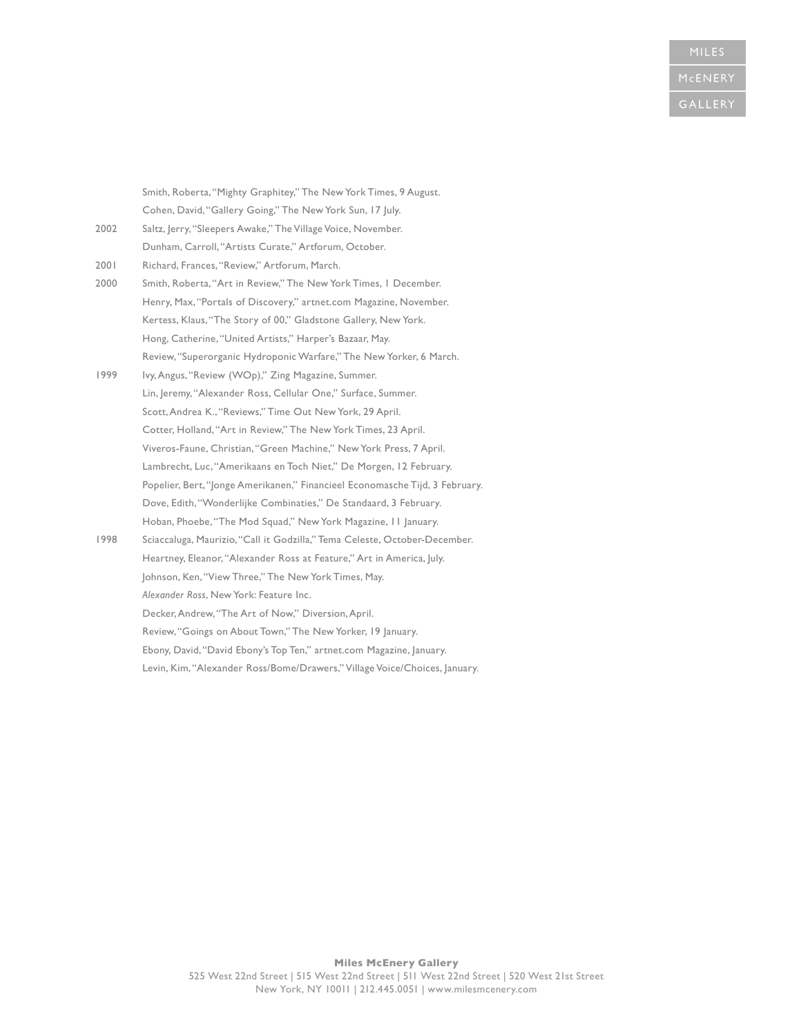Smith, Roberta, "Mighty Graphitey," The New York Times, 9 August.
Cohen, David, "Gallery Going," The New York Sun, 17 July.

2002 Saltz, Jerry, "Sleepers Awake," The Village Voice, November.
Dunham, Carroll, "Artists Curate," Artforum, October.

2001 Richard, Frances, "Review," Artforum, March.

2000 Smith, Roberta, "Art in Review," The New York Times, 1 December.
Henry, Max, "Portals of Discovery," artnet.com Magazine, November.
Kertess, Klaus, "The Story of 00," Gladstone Gallery, New York.
Hong, Catherine, "United Artists," Harper's Bazaar, May.
Review, "Superorganic Hydroponic Warfare," The New Yorker, 6 March.

1999 Ivy, Angus, "Review (WOp)," Zing Magazine, Summer.
Lin, Jeremy, "Alexander Ross, Cellular One," Surface, Summer.
Scott, Andrea K., "Reviews," Time Out New York, 29 April.
Cotter, Holland, "Art in Review," The New York Times, 23 April.
Viveros-Faune, Christian, "Green Machine," New York Press, 7 April.
Lambrecht, Luc, "Amerikaans en Toch Niet," De Morgen, 12 February.
Popelier, Bert, "Jonge Amerikanen," Financieel Economasche Tijd, 3 February.
Dove, Edith, "Wonderlijke Combinaties," De Standaard, 3 February.
Hoban, Phoebe, "The Mod Squad," New York Magazine, 11 January.

1998 Sciaccaluga, Maurizio, "Call it Godzilla," Tema Celeste, October-December.
Heartney, Eleanor, "Alexander Ross at Feature," Art in America, July.
Johnson, Ken, "View Three," The New York Times, May.
*Alexander Ross*, New York: Feature Inc.
Decker, Andrew, "The Art of Now," Diversion, April.
Review, "Goings on About Town," The New Yorker, 19 January.
Ebony, David, "David Ebony's Top Ten," artnet.com Magazine, January.
Levin, Kim, "Alexander Ross/Bome/Drawers," Village Voice/Choices, January.